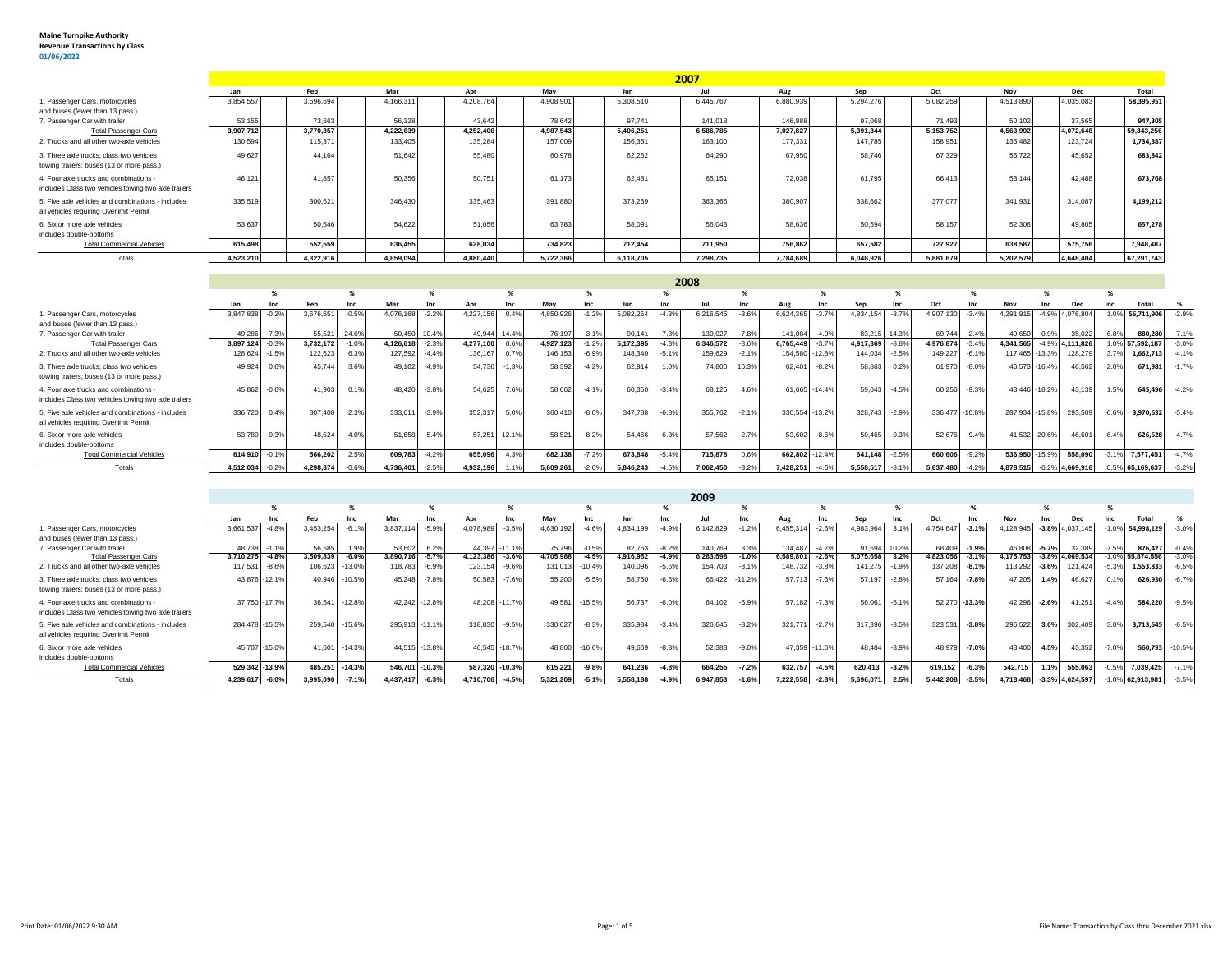**Maine Turnpike Authority**
**Revenue Transactions by Class**
**01/06/2022**

## 2007

| | Jan | Feb | Mar | Apr | May | Jun | Jul | Aug | Sep | Oct | Nov | Dec | Total |
|---|---|---|---|---|---|---|---|---|---|---|---|---|---|
| 1. Passenger Cars, motorcycles and buses (fewer than 13 pass.) | 3,854,557 | 3,696,694 | 4,166,311 | 4,208,764 | 4,908,901 | 5,308,510 | 6,445,767 | 6,880,939 | 5,294,276 | 5,082,259 | 4,513,890 | 4,035,083 | 58,395,951 |
| 7. Passenger Car with trailer | 53,155 | 73,663 | 56,328 | 43,642 | 78,642 | 97,741 | 141,018 | 146,888 | 97,068 | 71,493 | 50,102 | 37,565 | 947,305 |
| **Total Passenger Cars** | **3,907,712** | **3,770,357** | **4,222,639** | **4,252,406** | **4,987,543** | **5,406,251** | **6,586,785** | **7,027,827** | **5,391,344** | **5,153,752** | **4,563,992** | **4,072,648** | **59,343,256** |
| 2. Trucks and all other two-axle vehicles | 130,594 | 115,371 | 133,405 | 135,284 | 157,009 | 156,351 | 163,100 | 177,331 | 147,785 | 158,951 | 135,482 | 123,724 | 1,734,387 |
| 3. Three axle trucks; class two vehicles towing trailers; buses (13 or more pass.) | 49,627 | 44,164 | 51,642 | 55,480 | 60,978 | 62,262 | 64,290 | 67,950 | 58,746 | 67,329 | 55,722 | 45,652 | 683,842 |
| 4. Four axle trucks and combinations - includes Class two vehicles towing two axle trailers | 46,121 | 41,857 | 50,356 | 50,751 | 61,173 | 62,481 | 65,151 | 72,038 | 61,795 | 66,413 | 53,144 | 42,488 | 673,768 |
| 5. Five axle vehicles and combinations - includes all vehicles requiring Overlimit Permit | 335,519 | 300,621 | 346,430 | 335,463 | 391,880 | 373,269 | 363,366 | 380,907 | 338,662 | 377,077 | 341,931 | 314,087 | 4,199,212 |
| 6. Six or more axle vehicles includes double-bottoms | 53,637 | 50,546 | 54,622 | 51,056 | 63,783 | 58,091 | 56,043 | 58,636 | 50,594 | 58,157 | 52,308 | 49,805 | 657,278 |
| **Total Commercial Vehicles** | **615,498** | **552,559** | **636,455** | **628,034** | **734,823** | **712,454** | **711,950** | **756,862** | **657,582** | **727,927** | **638,587** | **575,756** | **7,948,487** |
| Totals | **4,523,210** | **4,322,916** | **4,859,094** | **4,880,440** | **5,722,366** | **6,118,705** | **7,298,735** | **7,784,689** | **6,048,926** | **5,881,679** | **5,202,579** | **4,648,404** | **67,291,743** |

## 2008

| | Jan | % Inc | Feb | % Inc | Mar | % Inc | Apr | % Inc | May | % Inc | Jun | % Inc | Jul | % Inc | Aug | % Inc | Sep | % Inc | Oct | % Inc | Nov | % Inc | Dec | % Inc | Total | % |
|---|---|---|---|---|---|---|---|---|---|---|---|---|---|---|---|---|---|---|---|---|---|---|---|---|---|---|
| 1. Passenger Cars, motorcycles and buses (fewer than 13 pass.) | 3,847,838 | -0.2% | 3,676,651 | -0.5% | 4,076,168 | -2.2% | 4,227,156 | 0.4% | 4,850,926 | -1.2% | 5,082,254 | -4.3% | 6,216,545 | -3.6% | 6,624,365 | -3.7% | 4,834,154 | -8.7% | 4,907,130 | -3.4% | 4,291,915 | -4.9% | 4,076,804 | 1.0% | 56,711,906 | -2.9% |
| 7. Passenger Car with trailer | 49,286 | -7.3% | 55,521 | -24.6% | 50,450 | -10.4% | 49,944 | 14.4% | 76,197 | -3.1% | 90,141 | -7.8% | 130,027 | -7.8% | 141,084 | -4.0% | 83,215 | -14.3% | 69,744 | -2.4% | 49,650 | -0.9% | 35,022 | -6.8% | 880,280 | -7.1% |
| **Total Passenger Cars** | **3,897,124** | -0.3% | **3,732,172** | -1.0% | **4,126,618** | -2.3% | **4,277,100** | 0.6% | **4,927,123** | -1.2% | **5,172,395** | -4.3% | **6,346,572** | -3.6% | **6,765,449** | -3.7% | **4,917,369** | -8.8% | **4,976,874** | -3.4% | **4,341,565** | -4.9% | **4,111,826** | 1.0% | **57,592,187** | -3.0% |
| 2. Trucks and all other two-axle vehicles | 128,624 | -1.5% | 122,623 | 6.3% | 127,592 | -4.4% | 136,167 | 0.7% | 146,153 | -6.9% | 148,340 | -5.1% | 159,629 | -2.1% | 154,580 | -12.8% | 144,034 | -2.5% | 149,227 | -6.1% | 117,465 | -13.3% | 128,279 | 3.7% | 1,662,713 | -4.1% |
| 3. Three axle trucks; class two vehicles towing trailers; buses (13 or more pass.) | 49,924 | 0.6% | 45,744 | 3.6% | 49,102 | -4.9% | 54,736 | -1.3% | 58,392 | -4.2% | 62,914 | 1.0% | 74,800 | 16.3% | 62,401 | -8.2% | 58,863 | 0.2% | 61,970 | -8.0% | 46,573 | -16.4% | 46,562 | 2.0% | 671,981 | -1.7% |
| 4. Four axle trucks and combinations - includes Class two vehicles towing two axle trailers | 45,862 | -0.6% | 41,903 | 0.1% | 48,420 | -3.8% | 54,625 | 7.6% | 58,662 | -4.1% | 60,350 | -3.4% | 68,125 | 4.6% | 61,665 | -14.4% | 59,043 | -4.5% | 60,256 | -9.3% | 43,446 | -18.2% | 43,139 | 1.5% | 645,496 | -4.2% |
| 5. Five axle vehicles and combinations - includes all vehicles requiring Overlimit Permit | 336,720 | 0.4% | 307,408 | 2.3% | 333,011 | -3.9% | 352,317 | 5.0% | 360,410 | -8.0% | 347,788 | -6.8% | 355,762 | -2.1% | 330,554 | -13.2% | 328,743 | -2.9% | 336,477 | -10.8% | 287,934 | -15.8% | 293,509 | -6.6% | 3,970,632 | -5.4% |
| 6. Six or more axle vehicles includes double-bottoms | 53,780 | 0.3% | 48,524 | -4.0% | 51,658 | -5.4% | 57,251 | 12.1% | 58,521 | -8.2% | 54,456 | -6.3% | 57,562 | 2.7% | 53,602 | -8.6% | 50,465 | -0.3% | 52,676 | -9.4% | 41,532 | -20.6% | 46,601 | -6.4% | 626,628 | -4.7% |
| **Total Commercial Vehicles** | **614,910** | -0.1% | **566,202** | 2.5% | **609,783** | -4.2% | **655,096** | 4.3% | **682,138** | -7.2% | **673,848** | -5.4% | **715,878** | 0.6% | **662,802** | -12.4% | **641,148** | -2.5% | **660,606** | -9.2% | **536,950** | -15.9% | **558,090** | -3.1% | **7,577,451** | -4.7% |
| Totals | **4,512,034** | -0.2% | **4,298,374** | -0.6% | **4,736,401** | -2.5% | **4,932,196** | 1.1% | **5,609,261** | -2.0% | **5,846,243** | -4.5% | **7,062,450** | -3.2% | **7,428,251** | -4.6% | **5,558,517** | -8.1% | **5,637,480** | -4.2% | **4,878,515** | -6.2% | **4,669,916** | 0.5% | **65,169,637** | -3.2% |

## 2009

| | Jan | % Inc | Feb | % Inc | Mar | % Inc | Apr | % Inc | May | % Inc | Jun | % Inc | Jul | % Inc | Aug | % Inc | Sep | % Inc | Oct | % Inc | Nov | % Inc | Dec | % Inc | Total | % |
|---|---|---|---|---|---|---|---|---|---|---|---|---|---|---|---|---|---|---|---|---|---|---|---|---|---|---|
| 1. Passenger Cars, motorcycles and buses (fewer than 13 pass.) | 3,661,537 | -4.8% | 3,453,254 | -6.1% | 3,837,114 | -5.9% | 4,078,989 | -3.5% | 4,630,192 | -4.6% | 4,834,199 | -4.9% | 6,142,829 | -1.2% | 6,455,314 | -2.6% | 4,983,964 | 3.1% | 4,754,647 | -3.1% | 4,128,945 | -3.8% | 4,037,145 | -1.0% | 54,998,129 | -3.0% |
| 7. Passenger Car with trailer | 48,738 | -1.1% | 56,585 | 1.9% | 53,602 | 6.2% | 44,397 | -11.1% | 75,796 | -0.5% | 82,753 | -8.2% | 140,769 | 8.3% | 134,487 | -4.7% | 91,694 | 10.2% | 68,409 | -1.9% | 46,808 | -5.7% | 32,389 | -7.5% | 876,427 | -0.4% |
| **Total Passenger Cars** | **3,710,275** | **-4.8%** | **3,509,839** | **-6.0%** | **3,890,716** | **-5.7%** | **4,123,386** | **-3.6%** | **4,705,988** | **-4.5%** | **4,916,952** | **-4.9%** | **6,283,598** | **-1.0%** | **6,589,801** | **-2.6%** | **5,075,658** | **3.2%** | **4,823,056** | **-3.1%** | **4,175,753** | **-3.8%** | **4,069,534** | -1.0% | **55,874,556** | -3.0% |
| 2. Trucks and all other two-axle vehicles | 117,531 | -8.6% | 106,623 | -13.0% | 118,783 | -6.9% | 123,154 | -9.6% | 131,013 | -10.4% | 140,096 | -5.6% | 154,703 | -3.1% | 148,732 | -3.8% | 141,275 | -1.9% | 137,208 | -8.1% | 113,292 | -3.6% | 121,424 | -5.3% | 1,553,833 | -6.5% |
| 3. Three axle trucks; class two vehicles towing trailers; buses (13 or more pass.) | 43,876 | -12.1% | 40,946 | -10.5% | 45,248 | -7.8% | 50,583 | -7.6% | 55,200 | -5.5% | 58,750 | -6.6% | 66,422 | -11.2% | 57,713 | -7.5% | 57,197 | -2.8% | 57,164 | -7.8% | 47,205 | 1.4% | 46,627 | 0.1% | 626,930 | -6.7% |
| 4. Four axle trucks and combinations - includes Class two vehicles towing two axle trailers | 37,750 | -17.7% | 36,541 | -12.8% | 42,242 | -12.8% | 48,208 | -11.7% | 49,581 | -15.5% | 56,737 | -6.0% | 64,102 | -5.9% | 57,182 | -7.3% | 56,061 | -5.1% | 52,270 | -13.3% | 42,296 | -2.6% | 41,251 | -4.4% | 584,220 | -9.5% |
| 5. Five axle vehicles and combinations - includes all vehicles requiring Overlimit Permit | 284,478 | -15.5% | 259,540 | -15.6% | 295,913 | -11.1% | 318,830 | -9.5% | 330,627 | -8.3% | 335,984 | -3.4% | 326,645 | -8.2% | 321,771 | -2.7% | 317,396 | -3.5% | 323,531 | -3.8% | 296,522 | 3.0% | 302,409 | 3.0% | 3,713,645 | -6.5% |
| 6. Six or more axle vehicles includes double-bottoms | 45,707 | -15.0% | 41,601 | -14.3% | 44,515 | -13.8% | 46,545 | -18.7% | 48,800 | -16.6% | 49,669 | -8.8% | 52,383 | -9.0% | 47,359 | -11.6% | 48,484 | -3.9% | 48,979 | -7.0% | 43,400 | 4.5% | 43,352 | -7.0% | 560,793 | -10.5% |
| **Total Commercial Vehicles** | **529,342** | **-13.9%** | **485,251** | **-14.3%** | **546,701** | **-10.3%** | **587,320** | **-10.3%** | **615,221** | **-9.8%** | **641,236** | **-4.8%** | **664,255** | **-7.2%** | **632,757** | **-4.5%** | **620,413** | **-3.2%** | **619,152** | **-6.3%** | **542,715** | **1.1%** | **555,063** | -0.5% | **7,039,425** | -7.1% |
| Totals | **4,239,617** | **-6.0%** | **3,995,090** | **-7.1%** | **4,437,417** | **-6.3%** | **4,710,706** | **-4.5%** | **5,321,209** | **-5.1%** | **5,558,188** | **-4.9%** | **6,947,853** | **-1.6%** | **7,222,558** | **-2.8%** | **5,696,071** | **2.5%** | **5,442,208** | **-3.5%** | **4,718,468** | **-3.3%** | **4,624,597** | -1.0% | **62,913,981** | -3.5% |

Print Date: 01/06/2022 9:30 AM

File Name: Transaction by Class thru December 2021.xlsx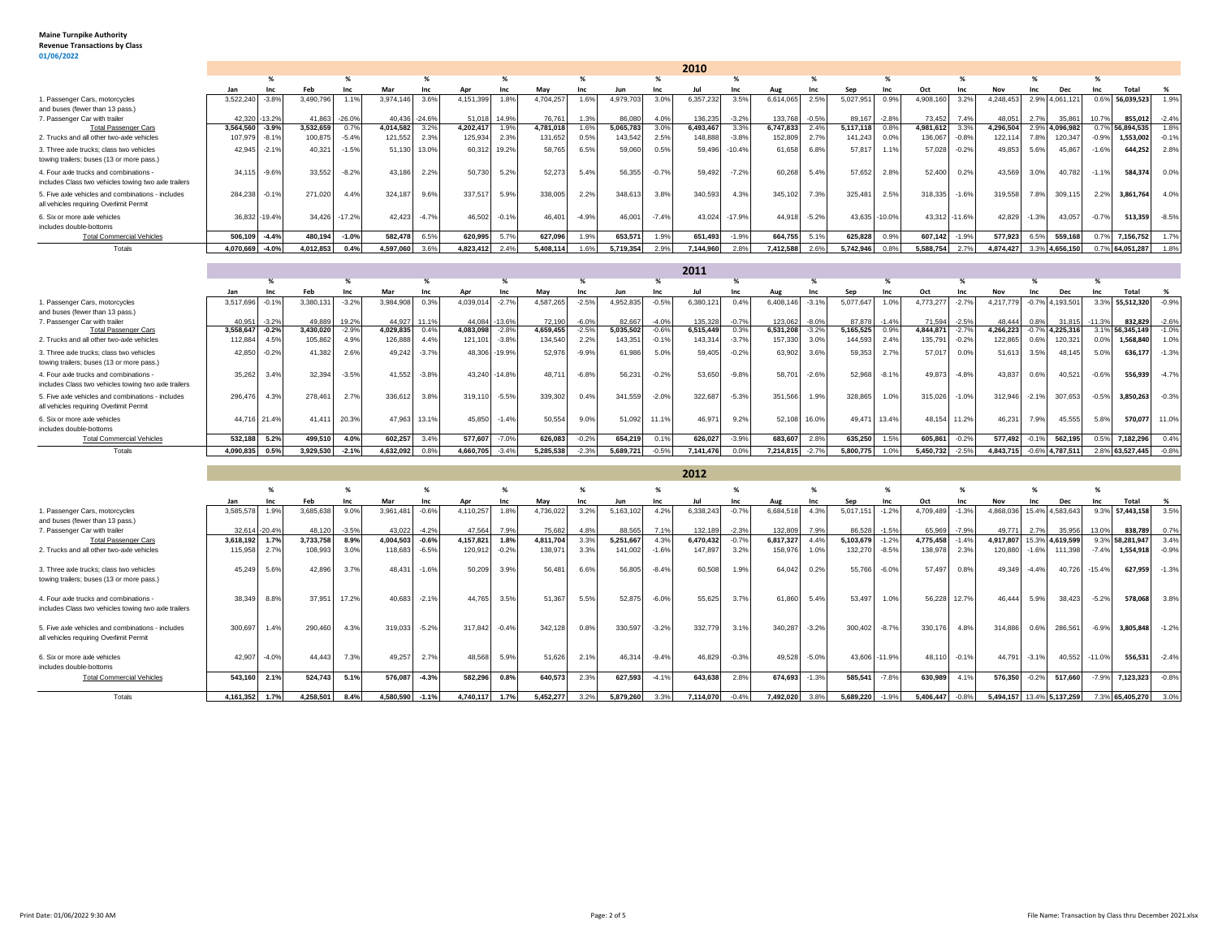**Maine Turnpike Authority**
**Revenue Transactions by Class**
01/06/2022

## 2010

| | Jan | % Inc | Feb | % Inc | Mar | % Inc | Apr | % Inc | May | % Inc | Jun | % Inc | Jul | % Inc | Aug | % Inc | Sep | % Inc | Oct | % Inc | Nov | % Inc | Dec | % Inc | Total | % |
|---|---|---|---|---|---|---|---|---|---|---|---|---|---|---|---|---|---|---|---|---|---|---|---|---|---|---|
| 1. Passenger Cars, motorcycles and buses (fewer than 13 pass.) | 3,522,240 | -3.8% | 3,490,796 | 1.1% | 3,974,146 | 3.6% | 4,151,399 | 1.8% | 4,704,257 | 1.6% | 4,979,703 | 3.0% | 6,357,232 | 3.5% | 6,614,065 | 2.5% | 5,027,951 | 0.9% | 4,908,160 | 3.2% | 4,248,453 | 2.9% | 4,061,121 | 0.6% | 56,039,523 | 1.9% |
| 7. Passenger Car with trailer | 42,320 | -13.2% | 41,863 | -26.0% | 40,436 | -24.6% | 51,018 | 14.9% | 76,761 | 1.3% | 86,080 | 4.0% | 136,235 | -3.2% | 133,768 | -0.5% | 89,167 | -2.8% | 73,452 | 7.4% | 48,051 | 2.7% | 35,861 | 10.7% | 855,012 | -2.4% |
| **Total Passenger Cars** | **3,564,560** | **-3.9%** | **3,532,659** | 0.7% | **4,014,582** | 3.2% | **4,202,417** | 1.9% | **4,781,018** | 1.6% | **5,065,783** | 3.0% | **6,493,467** | 3.3% | **6,747,833** | 2.4% | **5,117,118** | 0.8% | **4,981,612** | 3.3% | **4,296,504** | 2.9% | **4,096,982** | 0.7% | **56,894,535** | 1.8% |
| 2. Trucks and all other two-axle vehicles | 107,979 | -8.1% | 100,875 | -5.4% | 121,552 | 2.3% | 125,934 | 2.3% | 131,652 | 0.5% | 143,542 | 2.5% | 148,888 | -3.8% | 152,809 | 2.7% | 141,243 | 0.0% | 136,067 | -0.8% | 122,114 | 7.8% | 120,347 | -0.9% | 1,553,002 | -0.1% |
| 3. Three axle trucks; class two vehicles towing trailers; buses (13 or more pass.) | 42,945 | -2.1% | 40,321 | -1.5% | 51,130 | 13.0% | 60,312 | 19.2% | 58,765 | 6.5% | 59,060 | 0.5% | 59,496 | -10.4% | 61,658 | 6.8% | 57,817 | 1.1% | 57,028 | -0.2% | 49,853 | 5.6% | 45,867 | -1.6% | 644,252 | 2.8% |
| 4. Four axle trucks and combinations - includes Class two vehicles towing two axle trailers | 34,115 | -9.6% | 33,552 | -8.2% | 43,186 | 2.2% | 50,730 | 5.2% | 52,273 | 5.4% | 56,355 | -0.7% | 59,492 | -7.2% | 60,268 | 5.4% | 57,652 | 2.8% | 52,400 | 0.2% | 43,569 | 3.0% | 40,782 | -1.1% | 584,374 | 0.0% |
| 5. Five axle vehicles and combinations - includes all vehicles requiring Overlimit Permit | 284,238 | -0.1% | 271,020 | 4.4% | 324,187 | 9.6% | 337,517 | 5.9% | 338,005 | 2.2% | 348,613 | 3.8% | 340,593 | 4.3% | 345,102 | 7.3% | 325,481 | 2.5% | 318,335 | -1.6% | 319,558 | 7.8% | 309,115 | 2.2% | 3,861,764 | 4.0% |
| 6. Six or more axle vehicles includes double-bottoms | 36,832 | -19.4% | 34,426 | -17.2% | 42,423 | -4.7% | 46,502 | -0.1% | 46,401 | -4.9% | 46,001 | -7.4% | 43,024 | -17.9% | 44,918 | -5.2% | 43,635 | -10.0% | 43,312 | -11.6% | 42,829 | -1.3% | 43,057 | -0.7% | 513,359 | -8.5% |
| **Total Commercial Vehicles** | **506,109** | **-4.4%** | **480,194** | **-1.0%** | **582,478** | 6.5% | **620,995** | 5.7% | **627,096** | 1.9% | **653,571** | 1.9% | **651,493** | -1.9% | **664,755** | 5.1% | **625,828** | 0.9% | **607,142** | -1.9% | **577,923** | 6.5% | **559,168** | 0.7% | **7,156,752** | 1.7% |
| Totals | **4,070,669** | **-4.0%** | **4,012,853** | 0.4% | **4,597,060** | 3.6% | **4,823,412** | 2.4% | **5,408,114** | 1.6% | **5,719,354** | 2.9% | **7,144,960** | 2.8% | **7,412,588** | 2.6% | **5,742,946** | 0.8% | **5,588,754** | 2.7% | **4,874,427** | 3.3% | **4,656,150** | 0.7% | **64,051,287** | 1.8% |

## 2011

| | Jan | % Inc | Feb | % Inc | Mar | % Inc | Apr | % Inc | May | % Inc | Jun | % Inc | Jul | % Inc | Aug | % Inc | Sep | % Inc | Oct | % Inc | Nov | % Inc | Dec | % Inc | Total | % |
|---|---|---|---|---|---|---|---|---|---|---|---|---|---|---|---|---|---|---|---|---|---|---|---|---|---|---|
| 1. Passenger Cars, motorcycles and buses (fewer than 13 pass.) | 3,517,696 | -0.1% | 3,380,131 | -3.2% | 3,984,908 | 0.3% | 4,039,014 | -2.7% | 4,587,265 | -2.5% | 4,952,835 | -0.5% | 6,380,121 | 0.4% | 6,408,146 | -3.1% | 5,077,647 | 1.0% | 4,773,277 | -2.7% | 4,217,779 | -0.7% | 4,193,501 | 3.3% | 55,512,320 | -0.9% |
| 7. Passenger Car with trailer | 40,951 | -3.2% | 49,889 | 19.2% | 44,927 | 11.1% | 44,084 | -13.6% | 72,190 | -6.0% | 82,667 | -4.0% | 135,328 | -0.7% | 123,062 | -8.0% | 87,878 | -1.4% | 71,594 | -2.5% | 48,444 | 0.8% | 31,815 | -11.3% | 832,829 | -2.6% |
| **Total Passenger Cars** | **3,558,647** | **-0.2%** | **3,430,020** | **-2.9%** | **4,029,835** | 0.4% | **4,083,098** | **-2.8%** | **4,659,455** | **-2.5%** | **5,035,502** | **-0.6%** | **6,515,449** | 0.3% | **6,531,208** | **-3.2%** | **5,165,525** | 0.9% | **4,844,871** | **-2.7%** | **4,266,223** | **-0.7%** | **4,225,316** | 3.1% | **56,345,149** | **-1.0%** |
| 2. Trucks and all other two-axle vehicles | 112,884 | 4.5% | 105,862 | 4.9% | 126,888 | 4.4% | 121,101 | -3.8% | 134,540 | 2.2% | 143,351 | -0.1% | 143,314 | -3.7% | 157,330 | 3.0% | 144,593 | 2.4% | 135,791 | -0.2% | 122,865 | 0.6% | 120,321 | 0.0% | 1,568,840 | 1.0% |
| 3. Three axle trucks; class two vehicles towing trailers; buses (13 or more pass.) | 42,850 | -0.2% | 41,382 | 2.6% | 49,242 | -3.7% | 48,306 | -19.9% | 52,976 | -9.9% | 61,986 | 5.0% | 59,405 | -0.2% | 63,902 | 3.6% | 59,353 | 2.7% | 57,017 | 0.0% | 51,613 | 3.5% | 48,145 | 5.0% | 636,177 | -1.3% |
| 4. Four axle trucks and combinations - includes Class two vehicles towing two axle trailers | 35,262 | 3.4% | 32,394 | -3.5% | 41,552 | -3.8% | 43,240 | -14.8% | 48,711 | -6.8% | 56,231 | -0.2% | 53,650 | -9.8% | 58,701 | -2.6% | 52,968 | -8.1% | 49,873 | -4.8% | 43,837 | 0.6% | 40,521 | -0.6% | 556,939 | -4.7% |
| 5. Five axle vehicles and combinations - includes all vehicles requiring Overlimit Permit | 296,476 | 4.3% | 278,461 | 2.7% | 336,612 | 3.8% | 319,110 | -5.5% | 339,302 | 0.4% | 341,559 | -2.0% | 322,687 | -5.3% | 351,566 | 1.9% | 328,865 | 1.0% | 315,026 | -1.0% | 312,946 | -2.1% | 307,653 | -0.5% | 3,850,263 | -0.3% |
| 6. Six or more axle vehicles includes double-bottoms | 44,716 | 21.4% | 41,411 | 20.3% | 47,963 | 13.1% | 45,850 | -1.4% | 50,554 | 9.0% | 51,092 | 11.1% | 46,971 | 9.2% | 52,108 | 16.0% | 49,471 | 13.4% | 48,154 | 11.2% | 46,231 | 7.9% | 45,555 | 5.8% | 570,077 | 11.0% |
| **Total Commercial Vehicles** | **532,188** | 5.2% | **499,510** | 4.0% | **602,257** | 3.4% | **577,607** | **-7.0%** | **626,083** | **-0.2%** | **654,219** | 0.1% | **626,027** | **-3.9%** | **683,607** | 2.8% | **635,250** | 1.5% | **605,861** | **-0.2%** | **577,492** | **-0.1%** | **562,195** | 0.5% | **7,182,296** | 0.4% |
| Totals | **4,090,835** | 0.5% | **3,929,530** | **-2.1%** | **4,632,092** | 0.8% | **4,660,705** | **-3.4%** | **5,285,538** | **-2.3%** | **5,689,721** | **-0.5%** | **7,141,476** | 0.0% | **7,214,815** | **-2.7%** | **5,800,775** | 1.0% | **5,450,732** | **-2.5%** | **4,843,715** | **-0.6%** | **4,787,511** | 2.8% | **63,527,445** | **-0.8%** |

## 2012

| | Jan | % Inc | Feb | % Inc | Mar | % Inc | Apr | % Inc | May | % Inc | Jun | % Inc | Jul | % Inc | Aug | % Inc | Sep | % Inc | Oct | % Inc | Nov | % Inc | Dec | % Inc | Total | % |
|---|---|---|---|---|---|---|---|---|---|---|---|---|---|---|---|---|---|---|---|---|---|---|---|---|---|---|
| 1. Passenger Cars, motorcycles and buses (fewer than 13 pass.) | 3,585,578 | 1.9% | 3,685,638 | 9.0% | 3,961,481 | -0.6% | 4,110,257 | 1.8% | 4,736,022 | 3.2% | 5,163,102 | 4.2% | 6,338,243 | -0.7% | 6,684,518 | 4.3% | 5,017,151 | -1.2% | 4,709,489 | -1.3% | 4,868,036 | 15.4% | 4,583,643 | 9.3% | 57,443,158 | 3.5% |
| 7. Passenger Car with trailer | 32,614 | -20.4% | 48,120 | -3.5% | 43,022 | -4.2% | 47,564 | 7.9% | 75,682 | 4.8% | 88,565 | 7.1% | 132,189 | -2.3% | 132,809 | 7.9% | 86,528 | -1.5% | 65,969 | -7.9% | 49,771 | 2.7% | 35,956 | 13.0% | 838,789 | 0.7% |
| **Total Passenger Cars** | **3,618,192** | 1.7% | **3,733,758** | 8.9% | **4,004,503** | **-0.6%** | **4,157,821** | 1.8% | **4,811,704** | 3.3% | **5,251,667** | 4.3% | **6,470,432** | **-0.7%** | **6,817,327** | 4.4% | **5,103,679** | **-1.2%** | **4,775,458** | **-1.4%** | **4,917,807** | 15.3% | **4,619,599** | 9.3% | **58,281,947** | 3.4% |
| 2. Trucks and all other two-axle vehicles | 115,958 | 2.7% | 108,993 | 3.0% | 118,683 | -6.5% | 120,912 | -0.2% | 138,971 | 3.3% | 141,002 | -1.6% | 147,897 | 3.2% | 158,976 | 1.0% | 132,270 | -8.5% | 138,978 | 2.3% | 120,880 | -1.6% | 111,398 | -7.4% | 1,554,918 | -0.9% |
| 3. Three axle trucks; class two vehicles towing trailers; buses (13 or more pass.) | 45,249 | 5.6% | 42,896 | 3.7% | 48,431 | -1.6% | 50,209 | 3.9% | 56,481 | 6.6% | 56,805 | -8.4% | 60,508 | 1.9% | 64,042 | 0.2% | 55,766 | -6.0% | 57,497 | 0.8% | 49,349 | -4.4% | 40,726 | -15.4% | 627,959 | -1.3% |
| 4. Four axle trucks and combinations - includes Class two vehicles towing two axle trailers | 38,349 | 8.8% | 37,951 | 17.2% | 40,683 | -2.1% | 44,765 | 3.5% | 51,367 | 5.5% | 52,875 | -6.0% | 55,625 | 3.7% | 61,860 | 5.4% | 53,497 | 1.0% | 56,228 | 12.7% | 46,444 | 5.9% | 38,423 | -5.2% | 578,068 | 3.8% |
| 5. Five axle vehicles and combinations - includes all vehicles requiring Overlimit Permit | 300,697 | 1.4% | 290,460 | 4.3% | 319,033 | -5.2% | 317,842 | -0.4% | 342,128 | 0.8% | 330,597 | -3.2% | 332,779 | 3.1% | 340,287 | -3.2% | 300,402 | -8.7% | 330,176 | 4.8% | 314,886 | 0.6% | 286,561 | -6.9% | 3,805,848 | -1.2% |
| 6. Six or more axle vehicles includes double-bottoms | 42,907 | -4.0% | 44,443 | 7.3% | 49,257 | 2.7% | 48,568 | 5.9% | 51,626 | 2.1% | 46,314 | -9.4% | 46,829 | -0.3% | 49,528 | -5.0% | 43,606 | -11.9% | 48,110 | -0.1% | 44,791 | -3.1% | 40,552 | -11.0% | 556,531 | -2.4% |
| **Total Commercial Vehicles** | **543,160** | 2.1% | **524,743** | 5.1% | **576,087** | **-4.3%** | **582,296** | 0.8% | **640,573** | 2.3% | **627,593** | **-4.1%** | **643,638** | 2.8% | **674,693** | **-1.3%** | **585,541** | **-7.8%** | **630,989** | 4.1% | **576,350** | **-0.2%** | **517,660** | **-7.9%** | **7,123,323** | **-0.8%** |
| Totals | **4,161,352** | 1.7% | **4,258,501** | 8.4% | **4,580,590** | **-1.1%** | **4,740,117** | 1.7% | **5,452,277** | 3.2% | **5,879,260** | 3.3% | **7,114,070** | **-0.4%** | **7,492,020** | 3.8% | **5,689,220** | **-1.9%** | **5,406,447** | **-0.8%** | **5,494,157** | 13.4% | **5,137,259** | 7.3% | **65,405,270** | 3.0% |

Print Date: 01/06/2022 9:30 AM

File Name: Transaction by Class thru December 2021.xlsx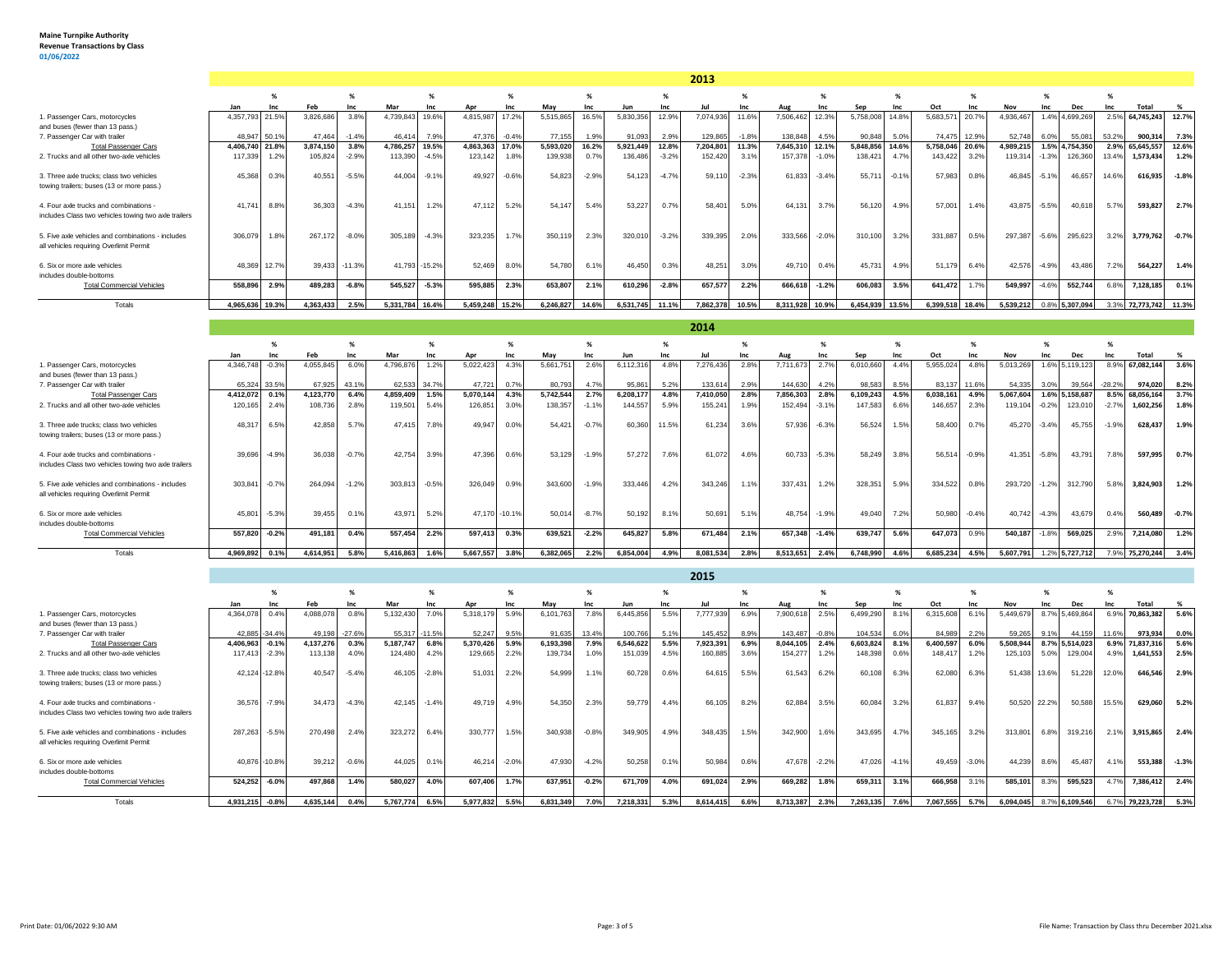**Maine Turnpike Authority**
**Revenue Transactions by Class**
**01/06/2022**

## 2013

| | Jan | % Inc | Feb | % Inc | Mar | % Inc | Apr | % Inc | May | % Inc | Jun | % Inc | Jul | % Inc | Aug | % Inc | Sep | % Inc | Oct | % Inc | Nov | % Inc | Dec | % Inc | Total | % |
|---|---|---|---|---|---|---|---|---|---|---|---|---|---|---|---|---|---|---|---|---|---|---|---|---|---|---|
| 1. Passenger Cars, motorcycles and buses (fewer than 13 pass.) | 4,357,793 | 21.5% | 3,826,686 | 3.8% | 4,739,843 | 19.6% | 4,815,987 | 17.2% | 5,515,865 | 16.5% | 5,830,356 | 12.9% | 7,074,936 | 11.6% | 7,506,462 | 12.3% | 5,758,008 | 14.8% | 5,683,571 | 20.7% | 4,936,467 | 1.4% | 4,699,269 | 2.5% | 64,745,243 | 12.7% |
| 7. Passenger Car with trailer | 48,947 | 50.1% | 47,464 | -1.4% | 46,414 | 7.9% | 47,376 | -0.4% | 77,155 | 1.9% | 91,093 | 2.9% | 129,865 | -1.8% | 138,848 | 4.5% | 90,848 | 5.0% | 74,475 | 12.9% | 52,748 | 6.0% | 55,081 | 53.2% | 900,314 | 7.3% |
| **Total Passenger Cars** | **4,406,740** | **21.8%** | **3,874,150** | **3.8%** | **4,786,257** | **19.5%** | **4,863,363** | **17.0%** | **5,593,020** | **16.2%** | **5,921,449** | **12.8%** | **7,204,801** | **11.3%** | **7,645,310** | **12.1%** | **5,848,856** | **14.6%** | **5,758,046** | **20.6%** | **4,989,215** | **1.5%** | **4,754,350** | **2.9%** | **65,645,557** | **12.6%** |
| 2. Trucks and all other two-axle vehicles | 117,339 | 1.2% | 105,824 | -2.9% | 113,390 | -4.5% | 123,142 | 1.8% | 139,938 | 0.7% | 136,486 | -3.2% | 152,420 | 3.1% | 157,378 | -1.0% | 138,421 | 4.7% | 143,422 | 3.2% | 119,314 | -1.3% | 126,360 | 13.4% | 1,573,434 | 1.2% |
| 3. Three axle trucks; class two vehicles towing trailers; buses (13 or more pass.) | 45,368 | 0.3% | 40,551 | -5.5% | 44,004 | -9.1% | 49,927 | -0.6% | 54,823 | -2.9% | 54,123 | -4.7% | 59,110 | -2.3% | 61,833 | -3.4% | 55,711 | -0.1% | 57,983 | 0.8% | 46,845 | -5.1% | 46,657 | 14.6% | 616,935 | -1.8% |
| 4. Four axle trucks and combinations - includes Class two vehicles towing two axle trailers | 41,741 | 8.8% | 36,303 | -4.3% | 41,151 | 1.2% | 47,112 | 5.2% | 54,147 | 5.4% | 53,227 | 0.7% | 58,401 | 5.0% | 64,131 | 3.7% | 56,120 | 4.9% | 57,001 | 1.4% | 43,875 | -5.5% | 40,618 | 5.7% | 593,827 | 2.7% |
| 5. Five axle vehicles and combinations - includes all vehicles requiring Overlimit Permit | 306,079 | 1.8% | 267,172 | -8.0% | 305,189 | -4.3% | 323,235 | 1.7% | 350,119 | 2.3% | 320,010 | -3.2% | 339,395 | 2.0% | 333,566 | -2.0% | 310,100 | 3.2% | 331,887 | 0.5% | 297,387 | -5.6% | 295,623 | 3.2% | 3,779,762 | -0.7% |
| 6. Six or more axle vehicles includes double-bottoms | 48,369 | 12.7% | 39,433 | -11.3% | 41,793 | -15.2% | 52,469 | 8.0% | 54,780 | 6.1% | 46,450 | 0.3% | 48,251 | 3.0% | 49,710 | 0.4% | 45,731 | 4.9% | 51,179 | 6.4% | 42,576 | -4.9% | 43,486 | 7.2% | 564,227 | 1.4% |
| **Total Commercial Vehicles** | **558,896** | **2.9%** | **489,283** | **-6.8%** | **545,527** | **-5.3%** | **595,885** | **2.3%** | **653,807** | **2.1%** | **610,296** | **-2.8%** | **657,577** | **2.2%** | **666,618** | **-1.2%** | **606,083** | **3.5%** | **641,472** | **1.7%** | **549,997** | **-4.6%** | **552,744** | **6.8%** | **7,128,185** | **0.1%** |
| Totals | **4,965,636** | **19.3%** | **4,363,433** | **2.5%** | **5,331,784** | **16.4%** | **5,459,248** | **15.2%** | **6,246,827** | **14.6%** | **6,531,745** | **11.1%** | **7,862,378** | **10.5%** | **8,311,928** | **10.9%** | **6,454,939** | **13.5%** | **6,399,518** | **18.4%** | **5,539,212** | **0.8%** | **5,307,094** | **3.3%** | **72,773,742** | **11.3%** |

## 2014

| | Jan | % Inc | Feb | % Inc | Mar | % Inc | Apr | % Inc | May | % Inc | Jun | % Inc | Jul | % Inc | Aug | % Inc | Sep | % Inc | Oct | % Inc | Nov | % Inc | Dec | % Inc | Total | % |
|---|---|---|---|---|---|---|---|---|---|---|---|---|---|---|---|---|---|---|---|---|---|---|---|---|---|---|
| 1. Passenger Cars, motorcycles and buses (fewer than 13 pass.) | 4,346,748 | -0.3% | 4,055,845 | 6.0% | 4,796,876 | 1.2% | 5,022,423 | 4.3% | 5,661,751 | 2.6% | 6,112,316 | 4.8% | 7,276,436 | 2.8% | 7,711,673 | 2.7% | 6,010,660 | 4.4% | 5,955,024 | 4.8% | 5,013,269 | 1.6% | 5,119,123 | 8.9% | 67,082,144 | 3.6% |
| 7. Passenger Car with trailer | 65,324 | 33.5% | 67,925 | 43.1% | 62,533 | 34.7% | 47,721 | 0.7% | 80,793 | 4.7% | 95,861 | 5.2% | 133,614 | 2.9% | 144,630 | 4.2% | 98,583 | 8.5% | 83,137 | 11.6% | 54,335 | 3.0% | 39,564 | -28.2% | 974,020 | 8.2% |
| **Total Passenger Cars** | **4,412,072** | **0.1%** | **4,123,770** | **6.4%** | **4,859,409** | **1.5%** | **5,070,144** | **4.3%** | **5,742,544** | **2.7%** | **6,208,177** | **4.8%** | **7,410,050** | **2.8%** | **7,856,303** | **2.8%** | **6,109,243** | **4.5%** | **6,038,161** | **4.9%** | **5,067,604** | **1.6%** | **5,158,687** | **8.5%** | **68,056,164** | **3.7%** |
| 2. Trucks and all other two-axle vehicles | 120,165 | 2.4% | 108,736 | 2.8% | 119,501 | 5.4% | 126,851 | 3.0% | 138,357 | -1.1% | 144,557 | 5.9% | 155,241 | 1.9% | 152,494 | -3.1% | 147,583 | 6.6% | 146,657 | 2.3% | 119,104 | -0.2% | 123,010 | -2.7% | 1,602,256 | 1.8% |
| 3. Three axle trucks; class two vehicles towing trailers; buses (13 or more pass.) | 48,317 | 6.5% | 42,858 | 5.7% | 47,415 | 7.8% | 49,947 | 0.0% | 54,421 | -0.7% | 60,360 | 11.5% | 61,234 | 3.6% | 57,936 | -6.3% | 56,524 | 1.5% | 58,400 | 0.7% | 45,270 | -3.4% | 45,755 | -1.9% | 628,437 | 1.9% |
| 4. Four axle trucks and combinations - includes Class two vehicles towing two axle trailers | 39,696 | -4.9% | 36,038 | -0.7% | 42,754 | 3.9% | 47,396 | 0.6% | 53,129 | -1.9% | 57,272 | 7.6% | 61,072 | 4.6% | 60,733 | -5.3% | 58,249 | 3.8% | 56,514 | -0.9% | 41,351 | -5.8% | 43,791 | 7.8% | 597,995 | 0.7% |
| 5. Five axle vehicles and combinations - includes all vehicles requiring Overlimit Permit | 303,841 | -0.7% | 264,094 | -1.2% | 303,813 | -0.5% | 326,049 | 0.9% | 343,600 | -1.9% | 333,446 | 4.2% | 343,246 | 1.1% | 337,431 | 1.2% | 328,351 | 5.9% | 334,522 | 0.8% | 293,720 | -1.2% | 312,790 | 5.8% | 3,824,903 | 1.2% |
| 6. Six or more axle vehicles includes double-bottoms | 45,801 | -5.3% | 39,455 | 0.1% | 43,971 | 5.2% | 47,170 | -10.1% | 50,014 | -8.7% | 50,192 | 8.1% | 50,691 | 5.1% | 48,754 | -1.9% | 49,040 | 7.2% | 50,980 | -0.4% | 40,742 | -4.3% | 43,679 | 0.4% | 560,489 | -0.7% |
| **Total Commercial Vehicles** | **557,820** | **-0.2%** | **491,181** | **0.4%** | **557,454** | **2.2%** | **597,413** | **0.3%** | **639,521** | **-2.2%** | **645,827** | **5.8%** | **671,484** | **2.1%** | **657,348** | **-1.4%** | **639,747** | **5.6%** | **647,073** | **0.9%** | **540,187** | **-1.8%** | **569,025** | **2.9%** | **7,214,080** | **1.2%** |
| Totals | **4,969,892** | **0.1%** | **4,614,951** | **5.8%** | **5,416,863** | **1.6%** | **5,667,557** | **3.8%** | **6,382,065** | **2.2%** | **6,854,004** | **4.9%** | **8,081,534** | **2.8%** | **8,513,651** | **2.4%** | **6,748,990** | **4.6%** | **6,685,234** | **4.5%** | **5,607,791** | **1.2%** | **5,727,712** | **7.9%** | **75,270,244** | **3.4%** |

## 2015

| | Jan | % Inc | Feb | % Inc | Mar | % Inc | Apr | % Inc | May | % Inc | Jun | % Inc | Jul | % Inc | Aug | % Inc | Sep | % Inc | Oct | % Inc | Nov | % Inc | Dec | % Inc | Total | % |
|---|---|---|---|---|---|---|---|---|---|---|---|---|---|---|---|---|---|---|---|---|---|---|---|---|---|---|
| 1. Passenger Cars, motorcycles and buses (fewer than 13 pass.) | 4,364,078 | 0.4% | 4,088,078 | 0.8% | 5,132,430 | 7.0% | 5,318,179 | 5.9% | 6,101,763 | 7.8% | 6,445,856 | 5.5% | 7,777,939 | 6.9% | 7,900,618 | 2.5% | 6,499,290 | 8.1% | 6,315,608 | 6.1% | 5,449,679 | 8.7% | 5,469,864 | 6.9% | 70,863,382 | 5.6% |
| 7. Passenger Car with trailer | 42,885 | -34.4% | 49,198 | -27.6% | 55,317 | -11.5% | 52,247 | 9.5% | 91,635 | 13.4% | 100,766 | 5.1% | 145,452 | 8.9% | 143,487 | -0.8% | 104,534 | 6.0% | 84,989 | 2.2% | 59,265 | 9.1% | 44,159 | 11.6% | 973,934 | 0.0% |
| **Total Passenger Cars** | **4,406,963** | **-0.1%** | **4,137,276** | **0.3%** | **5,187,747** | **6.8%** | **5,370,426** | **5.9%** | **6,193,398** | **7.9%** | **6,546,622** | **5.5%** | **7,923,391** | **6.9%** | **8,044,105** | **2.4%** | **6,603,824** | **8.1%** | **6,400,597** | **6.0%** | **5,508,944** | **8.7%** | **5,514,023** | **6.9%** | **71,837,316** | **5.6%** |
| 2. Trucks and all other two-axle vehicles | 117,413 | -2.3% | 113,138 | 4.0% | 124,480 | 4.2% | 129,665 | 2.2% | 139,734 | 1.0% | 151,039 | 4.5% | 160,885 | 3.6% | 154,277 | 1.2% | 148,398 | 0.6% | 148,417 | 1.2% | 125,103 | 5.0% | 129,004 | 4.9% | 1,641,553 | 2.5% |
| 3. Three axle trucks; class two vehicles towing trailers; buses (13 or more pass.) | 42,124 | -12.8% | 40,547 | -5.4% | 46,105 | -2.8% | 51,031 | 2.2% | 54,999 | 1.1% | 60,728 | 0.6% | 64,615 | 5.5% | 61,543 | 6.2% | 60,108 | 6.3% | 62,080 | 6.3% | 51,438 | 13.6% | 51,228 | 12.0% | 646,546 | 2.9% |
| 4. Four axle trucks and combinations - includes Class two vehicles towing two axle trailers | 36,576 | -7.9% | 34,473 | -4.3% | 42,145 | -1.4% | 49,719 | 4.9% | 54,350 | 2.3% | 59,779 | 4.4% | 66,105 | 8.2% | 62,884 | 3.5% | 60,084 | 3.2% | 61,837 | 9.4% | 50,520 | 22.2% | 50,588 | 15.5% | 629,060 | 5.2% |
| 5. Five axle vehicles and combinations - includes all vehicles requiring Overlimit Permit | 287,263 | -5.5% | 270,498 | 2.4% | 323,272 | 6.4% | 330,777 | 1.5% | 340,938 | -0.8% | 349,905 | 4.9% | 348,435 | 1.5% | 342,900 | 1.6% | 343,695 | 4.7% | 345,165 | 3.2% | 313,801 | 6.8% | 319,216 | 2.1% | 3,915,865 | 2.4% |
| 6. Six or more axle vehicles includes double-bottoms | 40,876 | -10.8% | 39,212 | -0.6% | 44,025 | 0.1% | 46,214 | -2.0% | 47,930 | -4.2% | 50,258 | 0.1% | 50,984 | 0.6% | 47,678 | -2.2% | 47,026 | -4.1% | 49,459 | -3.0% | 44,239 | 8.6% | 45,487 | 4.1% | 553,388 | -1.3% |
| **Total Commercial Vehicles** | **524,252** | **-6.0%** | **497,868** | **1.4%** | **580,027** | **4.0%** | **607,406** | **1.7%** | **637,951** | **-0.2%** | **671,709** | **4.0%** | **691,024** | **2.9%** | **669,282** | **1.8%** | **659,311** | **3.1%** | **666,958** | **3.1%** | **585,101** | **8.3%** | **595,523** | **4.7%** | **7,386,412** | **2.4%** |
| Totals | **4,931,215** | **-0.8%** | **4,635,144** | **0.4%** | **5,767,774** | **6.5%** | **5,977,832** | **5.5%** | **6,831,349** | **7.0%** | **7,218,331** | **5.3%** | **8,614,415** | **6.6%** | **8,713,387** | **2.3%** | **7,263,135** | **7.6%** | **7,067,555** | **5.7%** | **6,094,045** | **8.7%** | **6,109,546** | **6.7%** | **79,223,728** | **5.3%** |

Print Date: 01/06/2022 9:30 AM

File Name: Transaction by Class thru December 2021.xlsx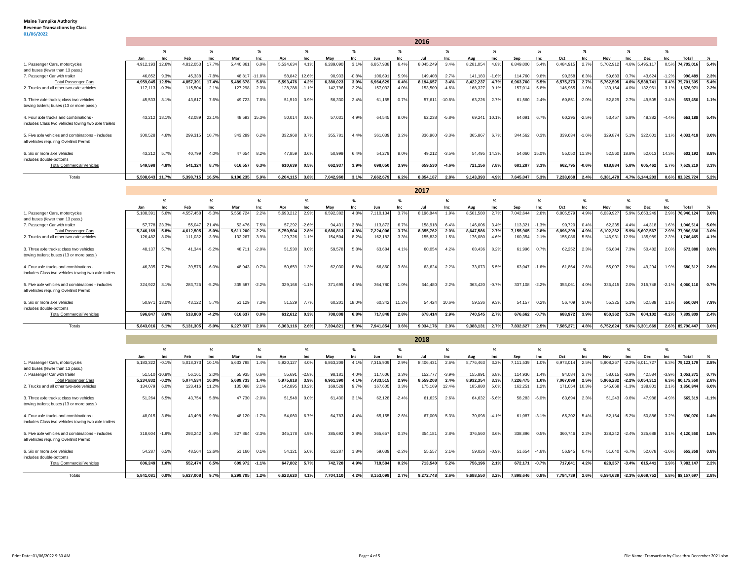**Maine Turnpike Authority**
**Revenue Transactions by Class**
**01/06/2022**

## 2016

| | Jan | % Inc | Feb | % Inc | Mar | % Inc | Apr | % Inc | May | % Inc | Jun | % Inc | Jul | % Inc | Aug | % Inc | Sep | % Inc | Oct | % Inc | Nov | % Inc | Dec | % Inc | Total | % |
|---|---|---|---|---|---|---|---|---|---|---|---|---|---|---|---|---|---|---|---|---|---|---|---|---|---|---|
| 1. Passenger Cars, motorcycles and buses (fewer than 13 pass.) | 4,912,193 | 12.6% | 4,812,053 | 17.7% | 5,440,861 | 6.0% | 5,534,634 | 4.1% | 6,289,090 | 3.1% | 6,857,938 | 6.4% | 8,045,249 | 3.4% | 8,281,054 | 4.8% | 6,849,000 | 5.4% | 6,484,915 | 2.7% | 5,702,912 | 4.6% | 5,495,117 | 0.5% | 74,705,016 | 5.4% |
| 7. Passenger Car with trailer | 46,852 | 9.3% | 45,338 | -7.8% | 48,817 | -11.8% | 58,842 | 12.6% | 90,933 | -0.8% | 106,691 | 5.9% | 149,408 | 2.7% | 141,183 | -1.6% | 114,760 | 9.8% | 90,358 | 6.3% | 59,683 | 0.7% | 43,624 | -1.2% | 996,489 | 2.3% |
| **Total Passenger Cars** | **4,959,045** | **12.5%** | **4,857,391** | **17.4%** | **5,489,678** | **5.8%** | **5,593,476** | **4.2%** | **6,380,023** | **3.0%** | **6,964,629** | **6.4%** | **8,194,657** | **3.4%** | **8,422,237** | **4.7%** | **6,963,760** | **5.5%** | **6,575,273** | **2.7%** | **5,762,595** | **4.6%** | **5,538,741** | **0.4%** | **75,701,505** | **5.4%** |
| 2. Trucks and all other two-axle vehicles | 117,113 | -0.3% | 115,504 | 2.1% | 127,298 | 2.3% | 128,288 | -1.1% | 142,796 | 2.2% | 157,032 | 4.0% | 153,509 | -4.6% | 168,327 | 9.1% | 157,014 | 5.8% | 146,965 | -1.0% | 130,164 | 4.0% | 132,961 | 3.1% | 1,676,971 | 2.2% |
| 3. Three axle trucks; class two vehicles towing trailers; buses (13 or more pass.) | 45,533 | 8.1% | 43,617 | 7.6% | 49,723 | 7.8% | 51,510 | 0.9% | 56,330 | 2.4% | 61,155 | 0.7% | 57,611 | -10.8% | 63,226 | 2.7% | 61,560 | 2.4% | 60,851 | -2.0% | 52,829 | 2.7% | 49,505 | -3.4% | 653,450 | 1.1% |
| 4. Four axle trucks and combinations - includes Class two vehicles towing two axle trailers | 43,212 | 18.1% | 42,089 | 22.1% | 48,593 | 15.3% | 50,014 | 0.6% | 57,031 | 4.9% | 64,545 | 8.0% | 62,238 | -5.8% | 69,241 | 10.1% | 64,091 | 6.7% | 60,295 | -2.5% | 53,457 | 5.8% | 48,382 | -4.4% | 663,188 | 5.4% |
| 5. Five axle vehicles and combinations - includes all vehicles requiring Overlimit Permit | 300,528 | 4.6% | 299,315 | 10.7% | 343,289 | 6.2% | 332,968 | 0.7% | 355,781 | 4.4% | 361,039 | 3.2% | 336,960 | -3.3% | 365,867 | 6.7% | 344,562 | 0.3% | 339,634 | -1.6% | 329,874 | 5.1% | 322,601 | 1.1% | 4,032,418 | 3.0% |
| 6. Six or more axle vehicles includes double-bottoms | 43,212 | 5.7% | 40,799 | 4.0% | 47,654 | 8.2% | 47,859 | 3.6% | 50,999 | 6.4% | 54,279 | 8.0% | 49,212 | -3.5% | 54,495 | 14.3% | 54,060 | 15.0% | 55,050 | 11.3% | 52,560 | 18.8% | 52,013 | 14.3% | 602,192 | 8.8% |
| **Total Commercial Vehicles** | **549,598** | **4.8%** | **541,324** | **8.7%** | **616,557** | **6.3%** | **610,639** | **0.5%** | **662,937** | **3.9%** | **698,050** | **3.9%** | **659,530** | **-4.6%** | **721,156** | **7.8%** | **681,287** | **3.3%** | **662,795** | **-0.6%** | **618,884** | **5.8%** | **605,462** | **1.7%** | **7,628,219** | **3.3%** |
| Totals | **5,508,643** | **11.7%** | **5,398,715** | **16.5%** | **6,106,235** | **5.9%** | **6,204,115** | **3.8%** | **7,042,960** | **3.1%** | **7,662,679** | **6.2%** | **8,854,187** | **2.8%** | **9,143,393** | **4.9%** | **7,645,047** | **5.3%** | **7,238,068** | **2.4%** | **6,381,479** | **4.7%** | **6,144,203** | **0.6%** | **83,329,724** | **5.2%** |

## 2017

| | Jan | % Inc | Feb | % Inc | Mar | % Inc | Apr | % Inc | May | % Inc | Jun | % Inc | Jul | % Inc | Aug | % Inc | Sep | % Inc | Oct | % Inc | Nov | % Inc | Dec | % Inc | Total | % |
|---|---|---|---|---|---|---|---|---|---|---|---|---|---|---|---|---|---|---|---|---|---|---|---|---|---|---|
| 1. Passenger Cars, motorcycles and buses (fewer than 13 pass.) | 5,188,391 | 5.6% | 4,557,458 | -5.3% | 5,558,724 | 2.2% | 5,693,212 | 2.9% | 6,592,382 | 4.8% | 7,110,134 | 3.7% | 8,196,844 | 1.9% | 8,501,580 | 2.7% | 7,042,644 | 2.8% | 6,805,579 | 4.9% | 6,039,927 | 5.9% | 5,653,249 | 2.9% | 76,940,124 | 3.0% |
| 7. Passenger Car with trailer | 57,778 | 23.3% | 55,047 | 21.4% | 52,476 | 7.5% | 57,292 | -2.6% | 94,431 | 3.8% | 113,872 | 6.7% | 158,918 | 6.4% | 146,006 | 3.4% | 113,321 | -1.3% | 90,720 | 0.4% | 62,335 | 4.4% | 44,318 | 1.6% | 1,046,514 | 5.0% |
| **Total Passenger Cars** | **5,246,169** | **5.8%** | **4,612,505** | **-5.0%** | **5,611,200** | **2.2%** | **5,750,504** | **2.8%** | **6,686,813** | **4.8%** | **7,224,006** | **3.7%** | **8,355,762** | **2.0%** | **8,647,586** | **2.7%** | **7,155,965** | **2.8%** | **6,896,299** | **4.9%** | **6,102,262** | **5.9%** | **5,697,567** | **2.9%** | **77,986,638** | **3.0%** |
| 2. Trucks and all other two-axle vehicles | 126,482 | 8.0% | 111,032 | -3.9% | 132,267 | 3.9% | 129,726 | 1.1% | 154,504 | 8.2% | 162,182 | 3.3% | 155,832 | 1.5% | 176,080 | 4.6% | 160,354 | 2.1% | 155,086 | 5.5% | 146,931 | 12.9% | 135,989 | 2.3% | 1,746,465 | 4.1% |
| 3. Three axle trucks; class two vehicles towing trailers; buses (13 or more pass.) | 48,137 | 5.7% | 41,344 | -5.2% | 48,711 | -2.0% | 51,530 | 0.0% | 59,578 | 5.8% | 63,684 | 4.1% | 60,054 | 4.2% | 68,436 | 8.2% | 61,996 | 0.7% | 62,252 | 2.3% | 56,684 | 7.3% | 50,482 | 2.0% | 672,888 | 3.0% |
| 4. Four axle trucks and combinations - includes Class two vehicles towing two axle trailers | 46,335 | 7.2% | 39,576 | -6.0% | 48,943 | 0.7% | 50,659 | 1.3% | 62,030 | 8.8% | 66,860 | 3.6% | 63,624 | 2.2% | 73,073 | 5.5% | 63,047 | -1.6% | 61,864 | 2.6% | 55,007 | 2.9% | 49,294 | 1.9% | 680,312 | 2.6% |
| 5. Five axle vehicles and combinations - includes all vehicles requiring Overlimit Permit | 324,922 | 8.1% | 283,726 | -5.2% | 335,587 | -2.2% | 329,168 | -1.1% | 371,695 | 4.5% | 364,780 | 1.0% | 344,480 | 2.2% | 363,420 | -0.7% | 337,108 | -2.2% | 353,061 | 4.0% | 336,415 | 2.0% | 315,748 | -2.1% | 4,060,110 | 0.7% |
| 6. Six or more axle vehicles includes double-bottoms | 50,971 | 18.0% | 43,122 | 5.7% | 51,129 | 7.3% | 51,529 | 7.7% | 60,201 | 18.0% | 60,342 | 11.2% | 54,424 | 10.6% | 59,536 | 9.3% | 54,157 | 0.2% | 56,709 | 3.0% | 55,325 | 5.3% | 52,589 | 1.1% | 650,034 | 7.9% |
| **Total Commercial Vehicles** | **596,847** | **8.6%** | **518,800** | **-4.2%** | **616,637** | **0.0%** | **612,612** | **0.3%** | **708,008** | **6.8%** | **717,848** | **2.8%** | **678,414** | **2.9%** | **740,545** | **2.7%** | **676,662** | **-0.7%** | **688,972** | **3.9%** | **650,362** | **5.1%** | **604,102** | **-0.2%** | **7,809,809** | **2.4%** |
| Totals | **5,843,016** | **6.1%** | **5,131,305** | **-5.0%** | **6,227,837** | **2.0%** | **6,363,116** | **2.6%** | **7,394,821** | **5.0%** | **7,941,854** | **3.6%** | **9,034,176** | **2.0%** | **9,388,131** | **2.7%** | **7,832,627** | **2.5%** | **7,585,271** | **4.8%** | **6,752,624** | **5.8%** | **6,301,669** | **2.6%** | **85,796,447** | **3.0%** |

## 2018

| | Jan | % Inc | Feb | % Inc | Mar | % Inc | Apr | % Inc | May | % Inc | Jun | % Inc | Jul | % Inc | Aug | % Inc | Sep | % Inc | Oct | % Inc | Nov | % Inc | Dec | % Inc | Total | % |
|---|---|---|---|---|---|---|---|---|---|---|---|---|---|---|---|---|---|---|---|---|---|---|---|---|---|---|
| 1. Passenger Cars, motorcycles and buses (fewer than 13 pass.) | 5,183,322 | -0.1% | 5,018,373 | 10.1% | 5,633,798 | 1.4% | 5,920,127 | 4.0% | 6,863,209 | 4.1% | 7,315,909 | 2.9% | 8,406,431 | 2.6% | 8,776,463 | 3.2% | 7,111,539 | 1.0% | 6,973,014 | 2.5% | 5,908,267 | -2.2% | 6,011,727 | 6.3% | 79,122,179 | 2.8% |
| 7. Passenger Car with trailer | 51,510 | -10.8% | 56,161 | 2.0% | 55,935 | 6.6% | 55,691 | -2.8% | 98,181 | 4.0% | 117,606 | 3.3% | 152,777 | -3.9% | 155,891 | 6.8% | 114,936 | 1.4% | 94,084 | 3.7% | 58,015 | -6.9% | 42,584 | -3.9% | 1,053,371 | 0.7% |
| **Total Passenger Cars** | **5,234,832** | **-0.2%** | **5,074,534** | **10.0%** | **5,689,733** | **1.4%** | **5,975,818** | **3.9%** | **6,961,390** | **4.1%** | **7,433,515** | **2.9%** | **8,559,208** | **2.4%** | **8,932,354** | **3.3%** | **7,226,475** | **1.0%** | **7,067,098** | **2.5%** | **5,966,282** | **-2.2%** | **6,054,311** | **6.3%** | **80,175,550** | **2.8%** |
| 2. Trucks and all other two-axle vehicles | 134,079 | 6.0% | 123,416 | 11.2% | 135,098 | 2.1% | 142,895 | 10.2% | 169,528 | 9.7% | 167,605 | 3.3% | 175,169 | 12.4% | 185,880 | 5.6% | 162,251 | 1.2% | 171,054 | 10.3% | 145,068 | -1.3% | 138,801 | 2.1% | 1,850,844 | 6.0% |
| 3. Three axle trucks; class two vehicles towing trailers; buses (13 or more pass.) | 51,264 | 6.5% | 43,754 | 5.8% | 47,730 | -2.0% | 51,548 | 0.0% | 61,430 | 3.1% | 62,128 | -2.4% | 61,625 | 2.6% | 64,632 | -5.6% | 58,283 | -6.0% | 63,694 | 2.3% | 51,243 | -9.6% | 47,988 | -4.9% | 665,319 | -1.1% |
| 4. Four axle trucks and combinations - includes Class two vehicles towing two axle trailers | 48,015 | 3.6% | 43,498 | 9.9% | 48,120 | -1.7% | 54,060 | 6.7% | 64,783 | 4.4% | 65,155 | -2.6% | 67,008 | 5.3% | 70,098 | -4.1% | 61,087 | -3.1% | 65,202 | 5.4% | 52,164 | -5.2% | 50,886 | 3.2% | 690,076 | 1.4% |
| 5. Five axle vehicles and combinations - includes all vehicles requiring Overlimit Permit | 318,604 | -1.9% | 293,242 | 3.4% | 327,864 | -2.3% | 345,178 | 4.9% | 385,692 | 3.8% | 365,657 | 0.2% | 354,181 | 2.8% | 376,560 | 3.6% | 338,896 | 0.5% | 360,746 | 2.2% | 328,242 | -2.4% | 325,688 | 3.1% | 4,120,550 | 1.5% |
| 6. Six or more axle vehicles includes double-bottoms | 54,287 | 6.5% | 48,564 | 12.6% | 51,160 | 0.1% | 54,121 | 5.0% | 61,287 | 1.8% | 59,039 | -2.2% | 55,557 | 2.1% | 59,026 | -0.9% | 51,654 | -4.6% | 56,945 | 0.4% | 51,640 | -6.7% | 52,078 | -1.0% | 655,358 | 0.8% |
| **Total Commercial Vehicles** | **606,249** | **1.6%** | **552,474** | **6.5%** | **609,972** | **-1.1%** | **647,802** | **5.7%** | **742,720** | **4.9%** | **719,584** | **0.2%** | **713,540** | **5.2%** | **756,196** | **2.1%** | **672,171** | **-0.7%** | **717,641** | **4.2%** | **628,357** | **-3.4%** | **615,441** | **1.9%** | **7,982,147** | **2.2%** |
| Totals | **5,841,081** | **0.0%** | **5,627,008** | **9.7%** | **6,299,705** | **1.2%** | **6,623,620** | **4.1%** | **7,704,110** | **4.2%** | **8,153,099** | **2.7%** | **9,272,748** | **2.6%** | **9,688,550** | **3.2%** | **7,898,646** | **0.8%** | **7,784,739** | **2.6%** | **6,594,639** | **-2.3%** | **6,669,752** | **5.8%** | **88,157,697** | **2.8%** |

Print Date: 01/06/2022 9:30 AM

File Name: Transaction by Class thru December 2021.xlsx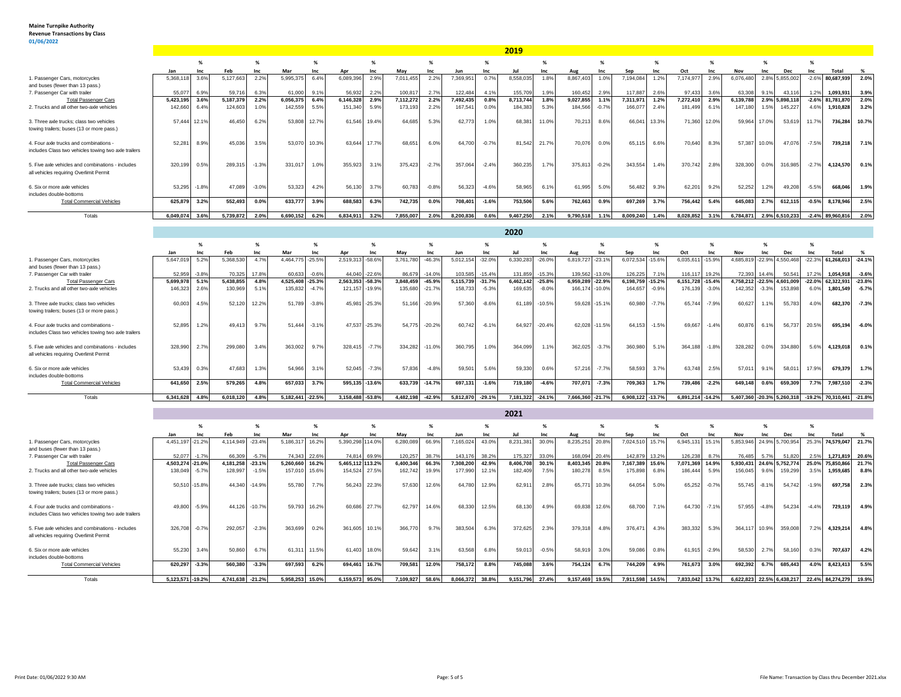**Maine Turnpike Authority**
**Revenue Transactions by Class**
**01/06/2022**

## 2019

| | Jan | % Inc | Feb | % Inc | Mar | % Inc | Apr | % Inc | May | % Inc | Jun | % Inc | Jul | % Inc | Aug | % Inc | Sep | % Inc | Oct | % Inc | Nov | % Inc | Dec | % Inc | Total | % |
|---|---|---|---|---|---|---|---|---|---|---|---|---|---|---|---|---|---|---|---|---|---|---|---|---|---|---|
| 1. Passenger Cars, motorcycles and buses (fewer than 13 pass.) | 5,368,118 | 3.6% | 5,127,663 | 2.2% | 5,995,375 | 6.4% | 6,089,396 | 2.9% | 7,011,455 | 2.2% | 7,369,951 | 0.7% | 8,558,035 | 1.8% | 8,867,403 | 1.0% | 7,194,084 | 1.2% | 7,174,977 | 2.9% | 6,076,480 | 2.8% | 5,855,002 | -2.6% | 80,687,939 | 2.0% |
| 7. Passenger Car with trailer | 55,077 | 6.9% | 59,716 | 6.3% | 61,000 | 9.1% | 56,932 | 2.2% | 100,817 | 2.7% | 122,484 | 4.1% | 155,709 | 1.9% | 160,452 | 2.9% | 117,887 | 2.6% | 97,433 | 3.6% | 63,308 | 9.1% | 43,116 | 1.2% | 1,093,931 | 3.9% |
| **Total Passenger Cars** | **5,423,195** | **3.6%** | **5,187,379** | **2.2%** | **6,056,375** | **6.4%** | **6,146,328** | **2.9%** | **7,112,272** | **2.2%** | **7,492,435** | **0.8%** | **8,713,744** | **1.8%** | **9,027,855** | **1.1%** | **7,311,971** | **1.2%** | **7,272,410** | **2.9%** | **6,139,788** | **2.9%** | **5,898,118** | **-2.6%** | **81,781,870** | **2.0%** |
| 2. Trucks and all other two-axle vehicles | 142,660 | 6.4% | 124,603 | 1.0% | 142,559 | 5.5% | 151,340 | 5.9% | 173,193 | 2.2% | 167,541 | 0.0% | 184,383 | 5.3% | 184,566 | -0.7% | 166,077 | 2.4% | 181,499 | 6.1% | 147,180 | 1.5% | 145,227 | 4.6% | 1,910,828 | 3.2% |
| 3. Three axle trucks; class two vehicles towing trailers; buses (13 or more pass.) | 57,444 | 12.1% | 46,450 | 6.2% | 53,808 | 12.7% | 61,546 | 19.4% | 64,685 | 5.3% | 62,773 | 1.0% | 68,381 | 11.0% | 70,213 | 8.6% | 66,041 | 13.3% | 71,360 | 12.0% | 59,964 | 17.0% | 53,619 | 11.7% | 736,284 | 10.7% |
| 4. Four axle trucks and combinations - includes Class two vehicles towing two axle trailers | 52,281 | 8.9% | 45,036 | 3.5% | 53,070 | 10.3% | 63,644 | 17.7% | 68,651 | 6.0% | 64,700 | -0.7% | 81,542 | 21.7% | 70,076 | 0.0% | 65,115 | 6.6% | 70,640 | 8.3% | 57,387 | 10.0% | 47,076 | -7.5% | 739,218 | 7.1% |
| 5. Five axle vehicles and combinations - includes all vehicles requiring Overlimit Permit | 320,199 | 0.5% | 289,315 | -1.3% | 331,017 | 1.0% | 355,923 | 3.1% | 375,423 | -2.7% | 357,064 | -2.4% | 360,235 | 1.7% | 375,813 | -0.2% | 343,554 | 1.4% | 370,742 | 2.8% | 328,300 | 0.0% | 316,985 | -2.7% | 4,124,570 | 0.1% |
| 6. Six or more axle vehicles includes double-bottoms | 53,295 | -1.8% | 47,089 | -3.0% | 53,323 | 4.2% | 56,130 | 3.7% | 60,783 | -0.8% | 56,323 | -4.6% | 58,965 | 6.1% | 61,995 | 5.0% | 56,482 | 9.3% | 62,201 | 9.2% | 52,252 | 1.2% | 49,208 | -5.5% | 668,046 | 1.9% |
| **Total Commercial Vehicles** | **625,879** | **3.2%** | **552,493** | **0.0%** | **633,777** | **3.9%** | **688,583** | **6.3%** | **742,735** | **0.0%** | **708,401** | **-1.6%** | **753,506** | **5.6%** | **762,663** | **0.9%** | **697,269** | **3.7%** | **756,442** | **5.4%** | **645,083** | **2.7%** | **612,115** | **-0.5%** | **8,178,946** | **2.5%** |
| **Totals** | **6,049,074** | **3.6%** | **5,739,872** | **2.0%** | **6,690,152** | **6.2%** | **6,834,911** | **3.2%** | **7,855,007** | **2.0%** | **8,200,836** | **0.6%** | **9,467,250** | **2.1%** | **9,790,518** | **1.1%** | **8,009,240** | **1.4%** | **8,028,852** | **3.1%** | **6,784,871** | **2.9%** | **6,510,233** | **-2.4%** | **89,960,816** | **2.0%** |

## 2020

| | Jan | % Inc | Feb | % Inc | Mar | % Inc | Apr | % Inc | May | % Inc | Jun | % Inc | Jul | % Inc | Aug | % Inc | Sep | % Inc | Oct | % Inc | Nov | % Inc | Dec | % Inc | Total | % |
|---|---|---|---|---|---|---|---|---|---|---|---|---|---|---|---|---|---|---|---|---|---|---|---|---|---|---|
| 1. Passenger Cars, motorcycles and buses (fewer than 13 pass.) | 5,647,019 | 5.2% | 5,368,530 | 4.7% | 4,464,775 | -25.5% | 2,519,313 | -58.6% | 3,761,780 | -46.3% | 5,012,154 | -32.0% | 6,330,283 | -26.0% | 6,819,727 | -23.1% | 6,072,534 | -15.6% | 6,035,611 | -15.9% | 4,685,819 | -22.9% | 4,550,468 | -22.3% | 61,268,013 | -24.1% |
| 7. Passenger Car with trailer | 52,959 | -3.8% | 70,325 | 17.8% | 60,633 | -0.6% | 44,040 | -22.6% | 86,679 | -14.0% | 103,585 | -15.4% | 131,859 | -15.3% | 139,562 | -13.0% | 126,225 | 7.1% | 116,117 | 19.2% | 72,393 | 14.4% | 50,541 | 17.2% | 1,054,918 | -3.6% |
| **Total Passenger Cars** | **5,699,978** | **5.1%** | **5,438,855** | **4.8%** | **4,525,408** | **-25.3%** | **2,563,353** | **-58.3%** | **3,848,459** | **-45.9%** | **5,115,739** | **-31.7%** | **6,462,142** | **-25.8%** | **6,959,289** | **-22.9%** | **6,198,759** | **-15.2%** | **6,151,728** | **-15.4%** | **4,758,212** | **-22.5%** | **4,601,009** | **-22.0%** | **62,322,931** | **-23.8%** |
| 2. Trucks and all other two-axle vehicles | 146,323 | 2.6% | 130,969 | 5.1% | 135,832 | -4.7% | 121,157 | -19.9% | 135,680 | -21.7% | 158,733 | -5.3% | 169,635 | -8.0% | 166,174 | -10.0% | 164,657 | -0.9% | 176,139 | -3.0% | 142,352 | -3.3% | 153,898 | 6.0% | 1,801,549 | -5.7% |
| 3. Three axle trucks; class two vehicles towing trailers; buses (13 or more pass.) | 60,003 | 4.5% | 52,120 | 12.2% | 51,789 | -3.8% | 45,981 | -25.3% | 51,166 | -20.9% | 57,360 | -8.6% | 61,189 | -10.5% | 59,628 | -15.1% | 60,980 | -7.7% | 65,744 | -7.9% | 60,627 | 1.1% | 55,783 | 4.0% | 682,370 | -7.3% |
| 4. Four axle trucks and combinations - includes Class two vehicles towing two axle trailers | 52,895 | 1.2% | 49,413 | 9.7% | 51,444 | -3.1% | 47,537 | -25.3% | 54,775 | -20.2% | 60,742 | -6.1% | 64,927 | -20.4% | 62,028 | -11.5% | 64,153 | -1.5% | 69,667 | -1.4% | 60,876 | 6.1% | 56,737 | 20.5% | 695,194 | -6.0% |
| 5. Five axle vehicles and combinations - includes all vehicles requiring Overlimit Permit | 328,990 | 2.7% | 299,080 | 3.4% | 363,002 | 9.7% | 328,415 | -7.7% | 334,282 | -11.0% | 360,795 | 1.0% | 364,099 | 1.1% | 362,025 | -3.7% | 360,980 | 5.1% | 364,188 | -1.8% | 328,282 | 0.0% | 334,880 | 5.6% | 4,129,018 | 0.1% |
| 6. Six or more axle vehicles includes double-bottoms | 53,439 | 0.3% | 47,683 | 1.3% | 54,966 | 3.1% | 52,045 | -7.3% | 57,836 | -4.8% | 59,501 | 5.6% | 59,330 | 0.6% | 57,216 | -7.7% | 58,593 | 3.7% | 63,748 | 2.5% | 57,011 | 9.1% | 58,011 | 17.9% | 679,379 | 1.7% |
| **Total Commercial Vehicles** | **641,650** | **2.5%** | **579,265** | **4.8%** | **657,033** | **3.7%** | **595,135** | **-13.6%** | **633,739** | **-14.7%** | **697,131** | **-1.6%** | **719,180** | **-4.6%** | **707,071** | **-7.3%** | **709,363** | **1.7%** | **739,486** | **-2.2%** | **649,148** | **0.6%** | **659,309** | **7.7%** | **7,987,510** | **-2.3%** |
| **Totals** | **6,341,628** | **4.8%** | **6,018,120** | **4.8%** | **5,182,441** | **-22.5%** | **3,158,488** | **-53.8%** | **4,482,198** | **-42.9%** | **5,812,870** | **-29.1%** | **7,181,322** | **-24.1%** | **7,666,360** | **-21.7%** | **6,908,122** | **-13.7%** | **6,891,214** | **-14.2%** | **5,407,360** | **-20.3%** | **5,260,318** | **-19.2%** | **70,310,441** | **-21.8%** |

## 2021

| | Jan | % Inc | Feb | % Inc | Mar | % Inc | Apr | % Inc | May | % Inc | Jun | % Inc | Jul | % Inc | Aug | % Inc | Sep | % Inc | Oct | % Inc | Nov | % Inc | Dec | % Inc | Total | % |
|---|---|---|---|---|---|---|---|---|---|---|---|---|---|---|---|---|---|---|---|---|---|---|---|---|---|---|
| 1. Passenger Cars, motorcycles and buses (fewer than 13 pass.) | 4,451,197 | -21.2% | 4,114,949 | -23.4% | 5,186,317 | 16.2% | 5,390,298 | 114.0% | 6,280,089 | 66.9% | 7,165,024 | 43.0% | 8,231,381 | 30.0% | 8,235,251 | 20.8% | 7,024,510 | 15.7% | 6,945,131 | 15.1% | 5,853,946 | 24.9% | 5,700,954 | 25.3% | 74,579,047 | 21.7% |
| 7. Passenger Car with trailer | 52,077 | -1.7% | 66,309 | -5.7% | 74,343 | 22.6% | 74,814 | 69.9% | 120,257 | 38.7% | 143,176 | 38.2% | 175,327 | 33.0% | 168,094 | 20.4% | 142,879 | 13.2% | 126,238 | 8.7% | 76,485 | 5.7% | 51,820 | 2.5% | 1,271,819 | 20.6% |
| **Total Passenger Cars** | **4,503,274** | **-21.0%** | **4,181,258** | **-23.1%** | **5,260,660** | **16.2%** | **5,465,112** | **113.2%** | **6,400,346** | **66.3%** | **7,308,200** | **42.9%** | **8,406,708** | **30.1%** | **8,403,345** | **20.8%** | **7,167,389** | **15.6%** | **7,071,369** | **14.9%** | **5,930,431** | **24.6%** | **5,752,774** | **25.0%** | **75,850,866** | **21.7%** |
| 2. Trucks and all other two-axle vehicles | 138,049 | -5.7% | 128,997 | -1.5% | 157,010 | 15.6% | 154,524 | 27.5% | 162,742 | 19.9% | 177,990 | 12.1% | 182,409 | 7.5% | 180,278 | 8.5% | 175,898 | 6.8% | 186,444 | 5.9% | 156,045 | 9.6% | 159,299 | 3.5% | 1,959,685 | 8.8% |
| 3. Three axle trucks; class two vehicles towing trailers; buses (13 or more pass.) | 50,510 | -15.8% | 44,340 | -14.9% | 55,780 | 7.7% | 56,243 | 22.3% | 57,630 | 12.6% | 64,780 | 12.9% | 62,911 | 2.8% | 65,771 | 10.3% | 64,054 | 5.0% | 65,252 | -0.7% | 55,745 | -8.1% | 54,742 | -1.9% | 697,758 | 2.3% |
| 4. Four axle trucks and combinations - includes Class two vehicles towing two axle trailers | 49,800 | -5.9% | 44,126 | -10.7% | 59,793 | 16.2% | 60,686 | 27.7% | 62,797 | 14.6% | 68,330 | 12.5% | 68,130 | 4.9% | 69,838 | 12.6% | 68,700 | 7.1% | 64,730 | -7.1% | 57,955 | -4.8% | 54,234 | -4.4% | 729,119 | 4.9% |
| 5. Five axle vehicles and combinations - includes all vehicles requiring Overlimit Permit | 326,708 | -0.7% | 292,057 | -2.3% | 363,699 | 0.2% | 361,605 | 10.1% | 366,770 | 9.7% | 383,504 | 6.3% | 372,625 | 2.3% | 379,318 | 4.8% | 376,471 | 4.3% | 383,332 | 5.3% | 364,117 | 10.9% | 359,008 | 7.2% | 4,329,214 | 4.8% |
| 6. Six or more axle vehicles includes double-bottoms | 55,230 | 3.4% | 50,860 | 6.7% | 61,311 | 11.5% | 61,403 | 18.0% | 59,642 | 3.1% | 63,568 | 6.8% | 59,013 | -0.5% | 58,919 | 3.0% | 59,086 | 0.8% | 61,915 | -2.9% | 58,530 | 2.7% | 58,160 | 0.3% | 707,637 | 4.2% |
| **Total Commercial Vehicles** | **620,297** | **-3.3%** | **560,380** | **-3.3%** | **697,593** | **6.2%** | **694,461** | **16.7%** | **709,581** | **12.0%** | **758,172** | **8.8%** | **745,088** | **3.6%** | **754,124** | **6.7%** | **744,209** | **4.9%** | **761,673** | **3.0%** | **692,392** | **6.7%** | **685,443** | **4.0%** | **8,423,413** | **5.5%** |
| **Totals** | **5,123,571** | **-19.2%** | **4,741,638** | **-21.2%** | **5,958,253** | **15.0%** | **6,159,573** | **95.0%** | **7,109,927** | **58.6%** | **8,066,372** | **38.8%** | **9,151,796** | **27.4%** | **9,157,469** | **19.5%** | **7,911,598** | **14.5%** | **7,833,042** | **13.7%** | **6,622,823** | **22.5%** | **6,438,217** | **22.4%** | **84,274,279** | **19.9%** |

Print Date: 01/06/2022 9:30 AM

File Name: Transaction by Class thru December 2021.xlsx